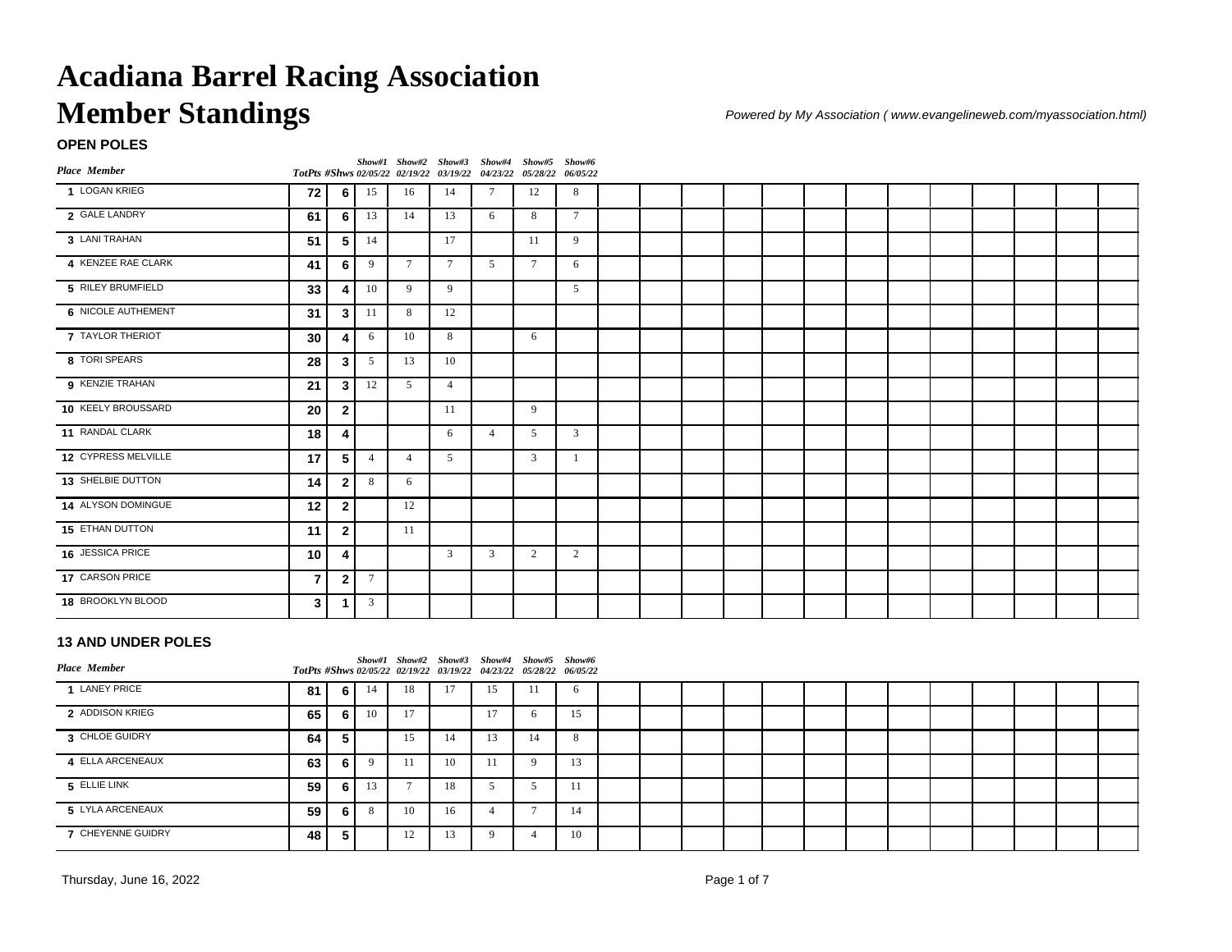# Acadiana Barrel Racing Association
# Member Standings

*Powered by My Association ( www.evangelineweb.com/myassociation.html)*

### OPEN POLES

| Place | Member | TotPts | #Shws | Show#1 02/05/22 | Show#2 02/19/22 | Show#3 03/19/22 | Show#4 04/23/22 | Show#5 05/28/22 | Show#6 06/05/22 |
|---|---|---|---|---|---|---|---|---|---|
| 1 | LOGAN KRIEG | 72 | 6 | 15 | 16 | 14 | 7 | 12 | 8 |
| 2 | GALE LANDRY | 61 | 6 | 13 | 14 | 13 | 6 | 8 | 7 |
| 3 | LANI TRAHAN | 51 | 5 | 14 | | 17 | | 11 | 9 |
| 4 | KENZEE RAE CLARK | 41 | 6 | 9 | 7 | 7 | 5 | 7 | 6 |
| 5 | RILEY BRUMFIELD | 33 | 4 | 10 | 9 | 9 | | | 5 |
| 6 | NICOLE AUTHEMENT | 31 | 3 | 11 | 8 | 12 | | | |
| 7 | TAYLOR THERIOT | 30 | 4 | 6 | 10 | 8 | | 6 | |
| 8 | TORI SPEARS | 28 | 3 | 5 | 13 | 10 | | | |
| 9 | KENZIE TRAHAN | 21 | 3 | 12 | 5 | 4 | | | |
| 10 | KEELY BROUSSARD | 20 | 2 | | | 11 | | 9 | |
| 11 | RANDAL CLARK | 18 | 4 | | | 6 | 4 | 5 | 3 |
| 12 | CYPRESS MELVILLE | 17 | 5 | 4 | 4 | 5 | | 3 | 1 |
| 13 | SHELBIE DUTTON | 14 | 2 | 8 | 6 | | | | |
| 14 | ALYSON DOMINGUE | 12 | 2 | | 12 | | | | |
| 15 | ETHAN DUTTON | 11 | 2 | | 11 | | | | |
| 16 | JESSICA PRICE | 10 | 4 | | | 3 | 3 | 2 | 2 |
| 17 | CARSON PRICE | 7 | 2 | 7 | | | | | |
| 18 | BROOKLYN BLOOD | 3 | 1 | 3 | | | | | |

### 13 AND UNDER POLES

| Place | Member | TotPts | #Shws | Show#1 02/05/22 | Show#2 02/19/22 | Show#3 03/19/22 | Show#4 04/23/22 | Show#5 05/28/22 | Show#6 06/05/22 |
|---|---|---|---|---|---|---|---|---|---|
| 1 | LANEY PRICE | 81 | 6 | 14 | 18 | 17 | 15 | 11 | 6 |
| 2 | ADDISON KRIEG | 65 | 6 | 10 | 17 | | 17 | 6 | 15 |
| 3 | CHLOE GUIDRY | 64 | 5 | | 15 | 14 | 13 | 14 | 8 |
| 4 | ELLA ARCENEAUX | 63 | 6 | 9 | 11 | 10 | 11 | 9 | 13 |
| 5 | ELLIE LINK | 59 | 6 | 13 | 7 | 18 | 5 | 5 | 11 |
| 5 | LYLA ARCENEAUX | 59 | 6 | 8 | 10 | 16 | 4 | 7 | 14 |
| 7 | CHEYENNE GUIDRY | 48 | 5 | | 12 | 13 | 9 | 4 | 10 |

Thursday, June 16, 2022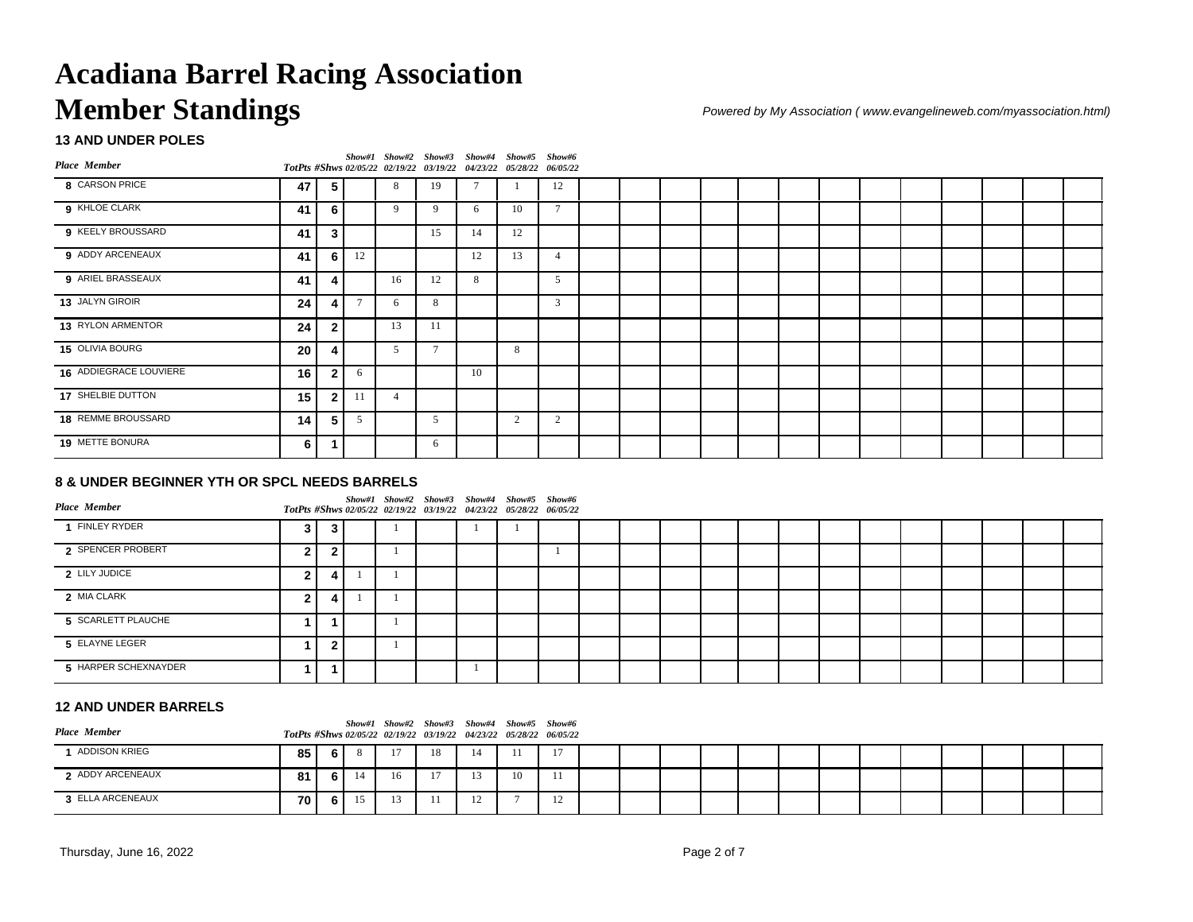# Acadiana Barrel Racing Association

# Member Standings

*Powered by My Association ( www.evangelineweb.com/myassociation.html)*

### 13 AND UNDER POLES

| Place | Member | TotPts | #Shws | Show#1 02/05/22 | Show#2 02/19/22 | Show#3 03/19/22 | Show#4 04/23/22 | Show#5 05/28/22 | Show#6 06/05/22 |
|---|---|---|---|---|---|---|---|---|---|
| 8 | CARSON PRICE | 47 | 5 | | 8 | 19 | 7 | 1 | 12 |
| 9 | KHLOE CLARK | 41 | 6 | | 9 | 9 | 6 | 10 | 7 |
| 9 | KEELY BROUSSARD | 41 | 3 | | | 15 | 14 | 12 | |
| 9 | ADDY ARCENEAUX | 41 | 6 | 12 | | | 12 | 13 | 4 |
| 9 | ARIEL BRASSEAUX | 41 | 4 | | 16 | 12 | 8 | | 5 |
| 13 | JALYN GIROIR | 24 | 4 | 7 | 6 | 8 | | | 3 |
| 13 | RYLON ARMENTOR | 24 | 2 | | 13 | 11 | | | |
| 15 | OLIVIA BOURG | 20 | 4 | | 5 | 7 | | 8 | |
| 16 | ADDIEGRACE LOUVIERE | 16 | 2 | 6 | | | 10 | | |
| 17 | SHELBIE DUTTON | 15 | 2 | 11 | 4 | | | | |
| 18 | REMME BROUSSARD | 14 | 5 | 5 | | 5 | | 2 | 2 |
| 19 | METTE BONURA | 6 | 1 | | | 6 | | | |

### 8 & UNDER BEGINNER YTH OR SPCL NEEDS BARRELS

| Place | Member | TotPts | #Shws | Show#1 02/05/22 | Show#2 02/19/22 | Show#3 03/19/22 | Show#4 04/23/22 | Show#5 05/28/22 | Show#6 06/05/22 |
|---|---|---|---|---|---|---|---|---|---|
| 1 | FINLEY RYDER | 3 | 3 | | 1 | | 1 | 1 | |
| 2 | SPENCER PROBERT | 2 | 2 | | 1 | | | | 1 |
| 2 | LILY JUDICE | 2 | 4 | 1 | 1 | | | | |
| 2 | MIA CLARK | 2 | 4 | 1 | 1 | | | | |
| 5 | SCARLETT PLAUCHE | 1 | 1 | | 1 | | | | |
| 5 | ELAYNE LEGER | 1 | 2 | | 1 | | | | |
| 5 | HARPER SCHEXNAYDER | 1 | 1 | | | | 1 | | |

### 12 AND UNDER BARRELS

| Place | Member | TotPts | #Shws | Show#1 02/05/22 | Show#2 02/19/22 | Show#3 03/19/22 | Show#4 04/23/22 | Show#5 05/28/22 | Show#6 06/05/22 |
|---|---|---|---|---|---|---|---|---|---|
| 1 | ADDISON KRIEG | 85 | 6 | 8 | 17 | 18 | 14 | 11 | 17 |
| 2 | ADDY ARCENEAUX | 81 | 6 | 14 | 16 | 17 | 13 | 10 | 11 |
| 3 | ELLA ARCENEAUX | 70 | 6 | 15 | 13 | 11 | 12 | 7 | 12 |

Thursday, June 16, 2022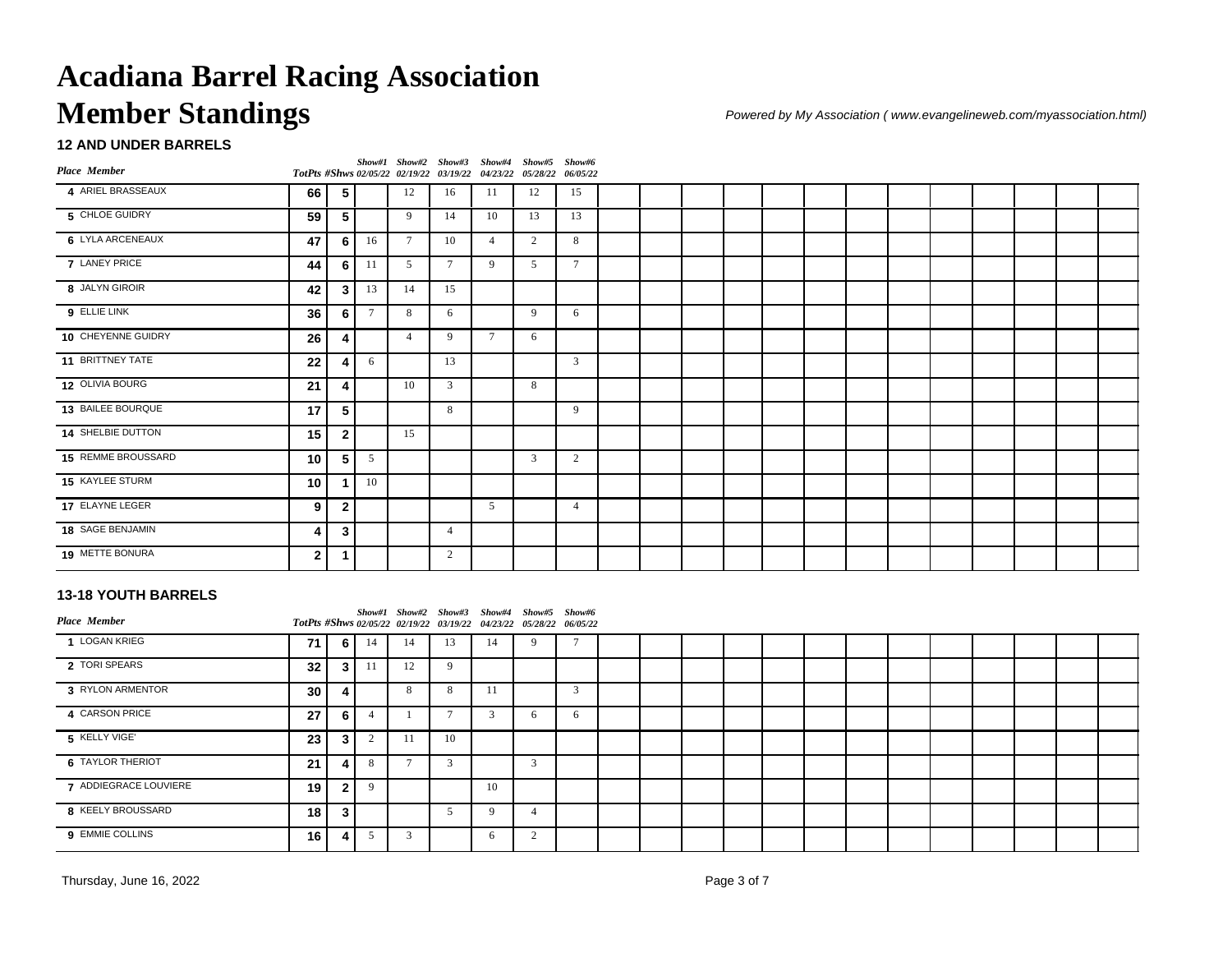# Acadiana Barrel Racing Association
# Member Standings

*Powered by My Association ( www.evangelineweb.com/myassociation.html)*

### 12 AND UNDER BARRELS

| Place | Member | TotPts | #Shws | Show#1 02/05/22 | Show#2 02/19/22 | Show#3 03/19/22 | Show#4 04/23/22 | Show#5 05/28/22 | Show#6 06/05/22 |
|---|---|---|---|---|---|---|---|---|---|
| 4 | ARIEL BRASSEAUX | 66 | 5 | | 12 | 16 | 11 | 12 | 15 |
| 5 | CHLOE GUIDRY | 59 | 5 | | 9 | 14 | 10 | 13 | 13 |
| 6 | LYLA ARCENEAUX | 47 | 6 | 16 | 7 | 10 | 4 | 2 | 8 |
| 7 | LANEY PRICE | 44 | 6 | 11 | 5 | 7 | 9 | 5 | 7 |
| 8 | JALYN GIROIR | 42 | 3 | 13 | 14 | 15 | | | |
| 9 | ELLIE LINK | 36 | 6 | 7 | 8 | 6 | | 9 | 6 |
| 10 | CHEYENNE GUIDRY | 26 | 4 | | 4 | 9 | 7 | 6 | |
| 11 | BRITTNEY TATE | 22 | 4 | 6 | | 13 | | | 3 |
| 12 | OLIVIA BOURG | 21 | 4 | | 10 | 3 | | 8 | |
| 13 | BAILEE BOURQUE | 17 | 5 | | | 8 | | | 9 |
| 14 | SHELBIE DUTTON | 15 | 2 | | 15 | | | | |
| 15 | REMME BROUSSARD | 10 | 5 | 5 | | | | 3 | 2 |
| 15 | KAYLEE STURM | 10 | 1 | 10 | | | | | |
| 17 | ELAYNE LEGER | 9 | 2 | | | | 5 | | 4 |
| 18 | SAGE BENJAMIN | 4 | 3 | | | 4 | | | |
| 19 | METTE BONURA | 2 | 1 | | | 2 | | | |

### 13-18 YOUTH BARRELS

| Place | Member | TotPts | #Shws | Show#1 02/05/22 | Show#2 02/19/22 | Show#3 03/19/22 | Show#4 04/23/22 | Show#5 05/28/22 | Show#6 06/05/22 |
|---|---|---|---|---|---|---|---|---|---|
| 1 | LOGAN KRIEG | 71 | 6 | 14 | 14 | 13 | 14 | 9 | 7 |
| 2 | TORI SPEARS | 32 | 3 | 11 | 12 | 9 | | | |
| 3 | RYLON ARMENTOR | 30 | 4 | | 8 | 8 | 11 | | 3 |
| 4 | CARSON PRICE | 27 | 6 | 4 | 1 | 7 | 3 | 6 | 6 |
| 5 | KELLY VIGE' | 23 | 3 | 2 | 11 | 10 | | | |
| 6 | TAYLOR THERIOT | 21 | 4 | 8 | 7 | 3 | | 3 | |
| 7 | ADDIEGRACE LOUVIERE | 19 | 2 | 9 | | | 10 | | |
| 8 | KEELY BROUSSARD | 18 | 3 | | | 5 | 9 | 4 | |
| 9 | EMMIE COLLINS | 16 | 4 | 5 | 3 | | 6 | 2 | |

Thursday, June 16, 2022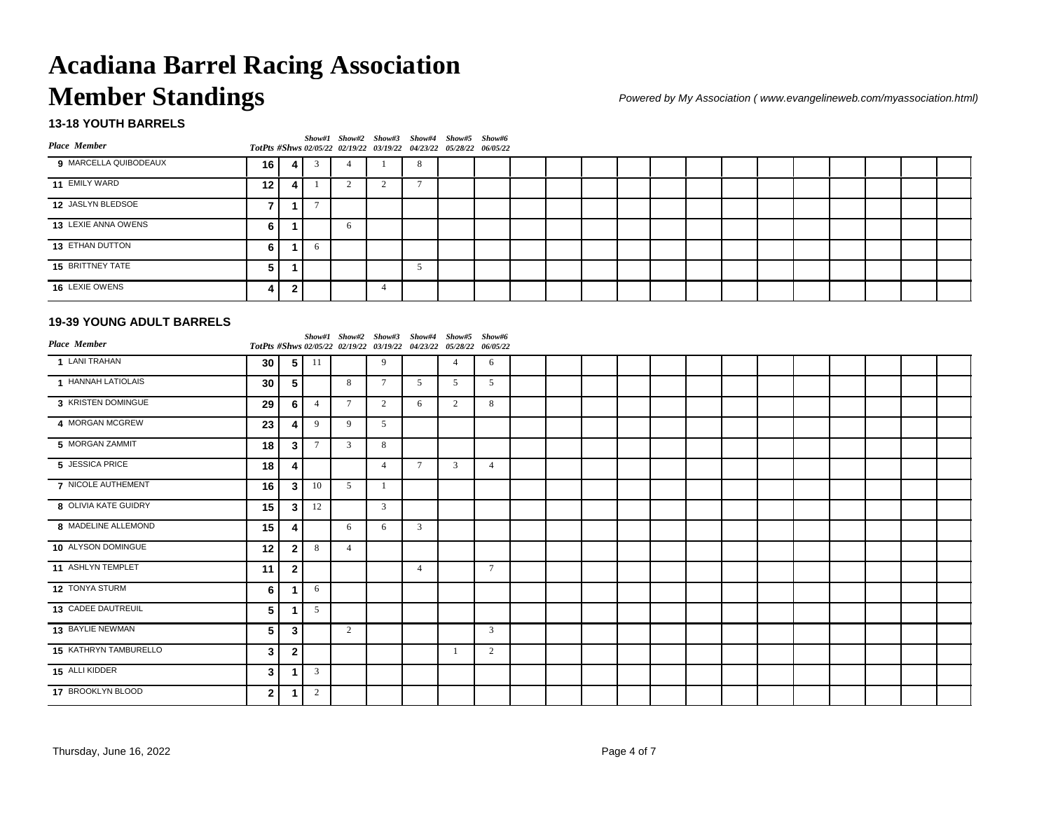# Acadiana Barrel Racing Association

# Member Standings

*Powered by My Association ( www.evangelineweb.com/myassociation.html)*

### 13-18 YOUTH BARRELS

| Place | Member | TotPts | #Shws | Show#1 02/05/22 | Show#2 02/19/22 | Show#3 03/19/22 | Show#4 04/23/22 | Show#5 05/28/22 | Show#6 06/05/22 |
|---|---|---|---|---|---|---|---|---|---|
| 9 | MARCELLA QUIBODEAUX | 16 | 4 | 3 | 4 | 1 | 8 | | |
| 11 | EMILY WARD | 12 | 4 | 1 | 2 | 2 | 7 | | |
| 12 | JASLYN BLEDSOE | 7 | 1 | 7 | | | | | |
| 13 | LEXIE ANNA OWENS | 6 | 1 | | 6 | | | | |
| 13 | ETHAN DUTTON | 6 | 1 | 6 | | | | | |
| 15 | BRITTNEY TATE | 5 | 1 | | | | 5 | | |
| 16 | LEXIE OWENS | 4 | 2 | | | 4 | | | |

### 19-39 YOUNG ADULT BARRELS

| Place | Member | TotPts | #Shws | Show#1 02/05/22 | Show#2 02/19/22 | Show#3 03/19/22 | Show#4 04/23/22 | Show#5 05/28/22 | Show#6 06/05/22 |
|---|---|---|---|---|---|---|---|---|---|
| 1 | LANI TRAHAN | 30 | 5 | 11 | | 9 | | 4 | 6 |
| 1 | HANNAH LATIOLAIS | 30 | 5 | | 8 | 7 | 5 | 5 | 5 |
| 3 | KRISTEN DOMINGUE | 29 | 6 | 4 | 7 | 2 | 6 | 2 | 8 |
| 4 | MORGAN MCGREW | 23 | 4 | 9 | 9 | 5 | | | |
| 5 | MORGAN ZAMMIT | 18 | 3 | 7 | 3 | 8 | | | |
| 5 | JESSICA PRICE | 18 | 4 | | | 4 | 7 | 3 | 4 |
| 7 | NICOLE AUTHEMENT | 16 | 3 | 10 | 5 | 1 | | | |
| 8 | OLIVIA KATE GUIDRY | 15 | 3 | 12 | | 3 | | | |
| 8 | MADELINE ALLEMOND | 15 | 4 | | 6 | 6 | 3 | | |
| 10 | ALYSON DOMINGUE | 12 | 2 | 8 | 4 | | | | |
| 11 | ASHLYN TEMPLET | 11 | 2 | | | | 4 | | 7 |
| 12 | TONYA STURM | 6 | 1 | 6 | | | | | |
| 13 | CADEE DAUTREUIL | 5 | 1 | 5 | | | | | |
| 13 | BAYLIE NEWMAN | 5 | 3 | | 2 | | | | 3 |
| 15 | KATHRYN TAMBURELLO | 3 | 2 | | | | | 1 | 2 |
| 15 | ALLI KIDDER | 3 | 1 | 3 | | | | | |
| 17 | BROOKLYN BLOOD | 2 | 1 | 2 | | | | | |

Thursday, June 16, 2022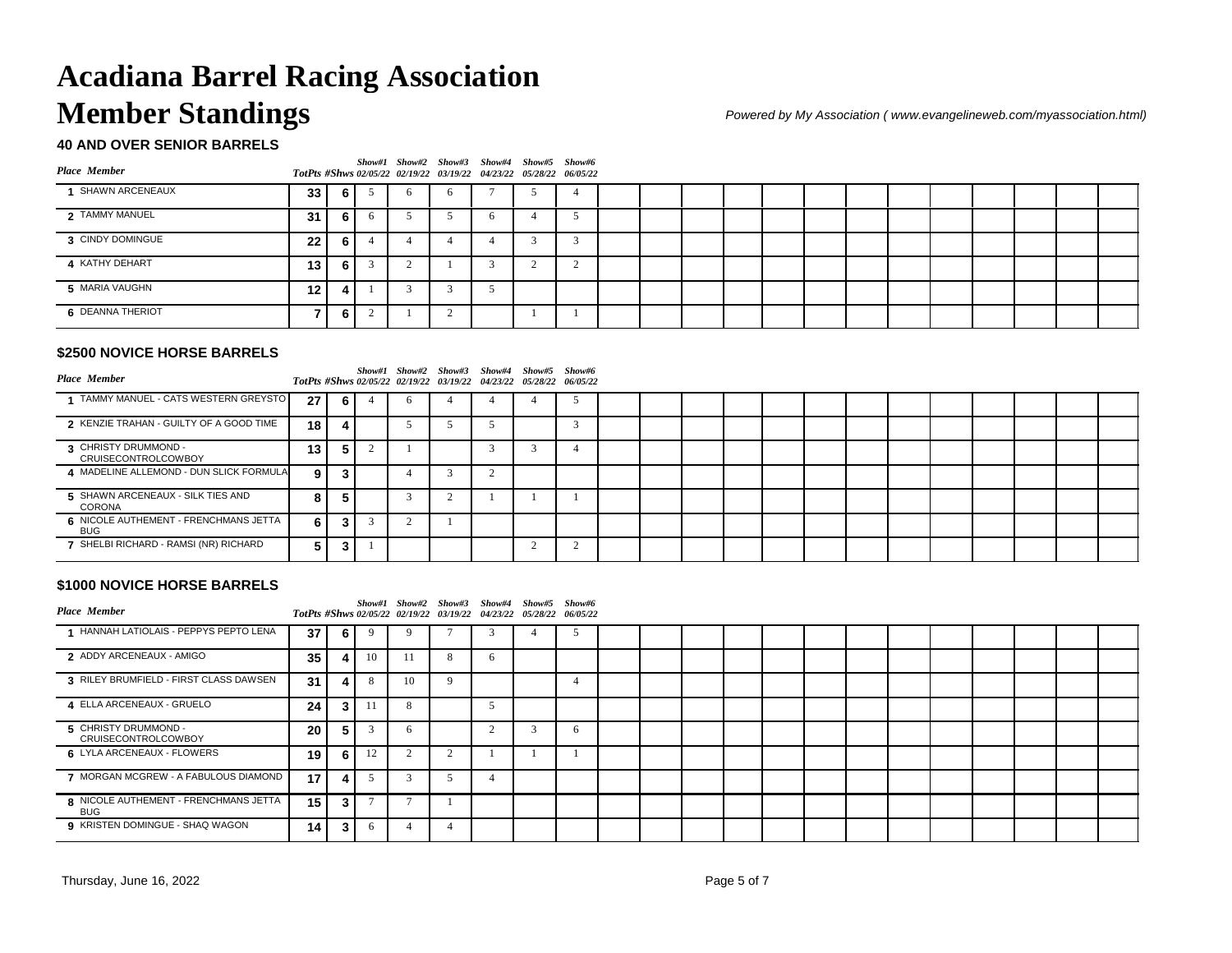# Acadiana Barrel Racing Association
# Member Standings

*Powered by My Association ( www.evangelineweb.com/myassociation.html)*

### 40 AND OVER SENIOR BARRELS

| Place | Member | TotPts | #Shws | Show#1 02/05/22 | Show#2 02/19/22 | Show#3 03/19/22 | Show#4 04/23/22 | Show#5 05/28/22 | Show#6 06/05/22 |
|---|---|---|---|---|---|---|---|---|---|
| 1 | SHAWN ARCENEAUX | 33 | 6 | 5 | 6 | 6 | 7 | 5 | 4 |
| 2 | TAMMY MANUEL | 31 | 6 | 6 | 5 | 5 | 6 | 4 | 5 |
| 3 | CINDY DOMINGUE | 22 | 6 | 4 | 4 | 4 | 4 | 3 | 3 |
| 4 | KATHY DEHART | 13 | 6 | 3 | 2 | 1 | 3 | 2 | 2 |
| 5 | MARIA VAUGHN | 12 | 4 | 1 | 3 | 3 | 5 | | |
| 6 | DEANNA THERIOT | 7 | 6 | 2 | 1 | 2 | | 1 | 1 |

### $2500 NOVICE HORSE BARRELS

| Place | Member | TotPts | #Shws | Show#1 02/05/22 | Show#2 02/19/22 | Show#3 03/19/22 | Show#4 04/23/22 | Show#5 05/28/22 | Show#6 06/05/22 |
|---|---|---|---|---|---|---|---|---|---|
| 1 | TAMMY MANUEL - CATS WESTERN GREYSTO | 27 | 6 | 4 | 6 | 4 | 4 | 4 | 5 |
| 2 | KENZIE TRAHAN - GUILTY OF A GOOD TIME | 18 | 4 | | 5 | 5 | 5 | | 3 |
| 3 | CHRISTY DRUMMOND - CRUISECONTROLCOWBOY | 13 | 5 | 2 | 1 | | 3 | 3 | 4 |
| 4 | MADELINE ALLEMOND - DUN SLICK FORMULA | 9 | 3 | | 4 | 3 | 2 | | |
| 5 | SHAWN ARCENEAUX - SILK TIES AND CORONA | 8 | 5 | | 3 | 2 | 1 | 1 | 1 |
| 6 | NICOLE AUTHEMENT - FRENCHMANS JETTA BUG | 6 | 3 | 3 | 2 | 1 | | | |
| 7 | SHELBI RICHARD - RAMSI (NR) RICHARD | 5 | 3 | 1 | | | | 2 | 2 |

### $1000 NOVICE HORSE BARRELS

| Place | Member | TotPts | #Shws | Show#1 02/05/22 | Show#2 02/19/22 | Show#3 03/19/22 | Show#4 04/23/22 | Show#5 05/28/22 | Show#6 06/05/22 |
|---|---|---|---|---|---|---|---|---|---|
| 1 | HANNAH LATIOLAIS - PEPPYS PEPTO LENA | 37 | 6 | 9 | 9 | 7 | 3 | 4 | 5 |
| 2 | ADDY ARCENEAUX - AMIGO | 35 | 4 | 10 | 11 | 8 | 6 | | |
| 3 | RILEY BRUMFIELD - FIRST CLASS DAWSEN | 31 | 4 | 8 | 10 | 9 | | | 4 |
| 4 | ELLA ARCENEAUX - GRUELO | 24 | 3 | 11 | 8 | | 5 | | |
| 5 | CHRISTY DRUMMOND - CRUISECONTROLCOWBOY | 20 | 5 | 3 | 6 | | 2 | 3 | 6 |
| 6 | LYLA ARCENEAUX - FLOWERS | 19 | 6 | 12 | 2 | 2 | 1 | 1 | 1 |
| 7 | MORGAN MCGREW - A FABULOUS DIAMOND | 17 | 4 | 5 | 3 | 5 | 4 | | |
| 8 | NICOLE AUTHEMENT - FRENCHMANS JETTA BUG | 15 | 3 | 7 | 7 | 1 | | | |
| 9 | KRISTEN DOMINGUE - SHAQ WAGON | 14 | 3 | 6 | 4 | 4 | | | |

Thursday, June 16, 2022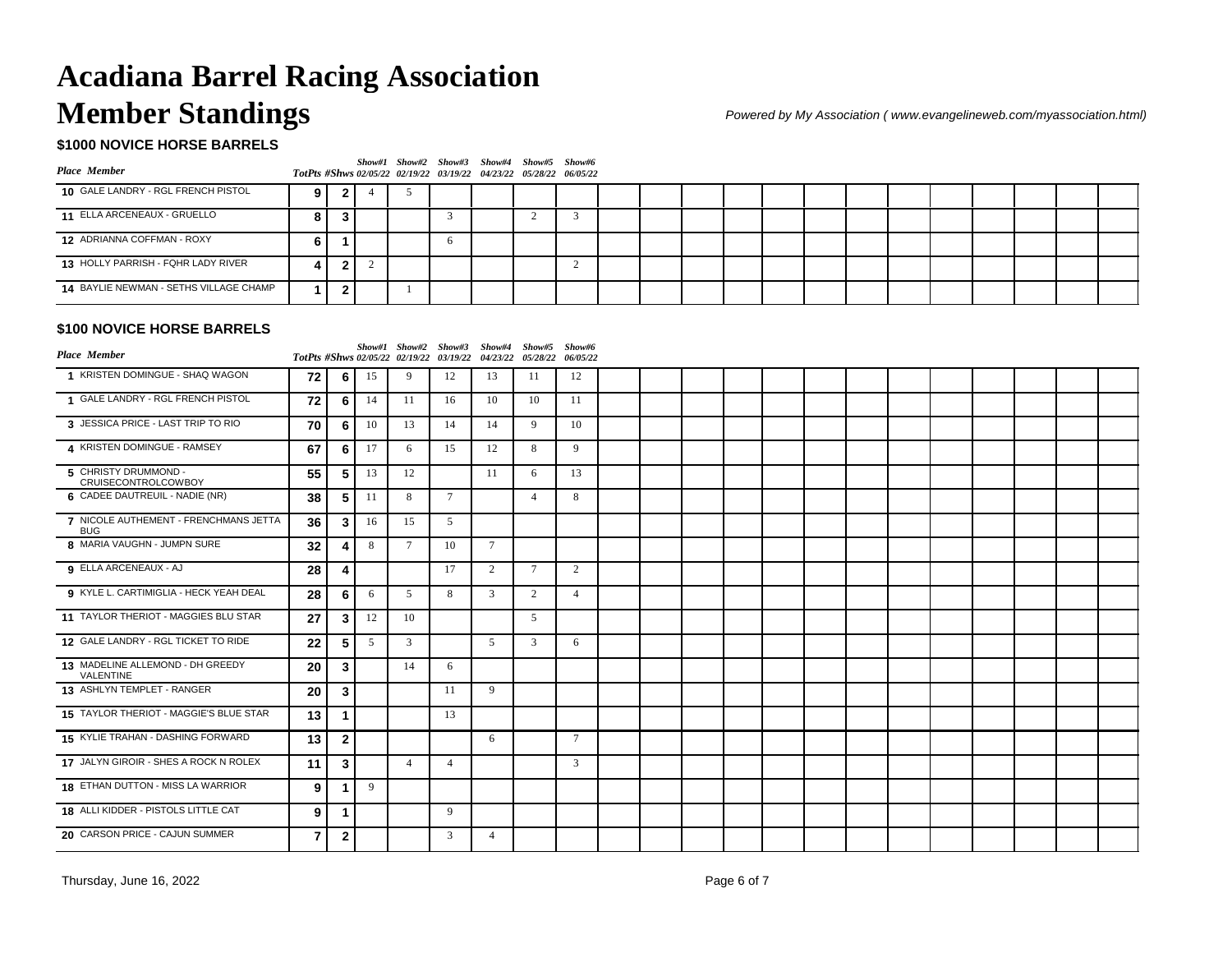# Acadiana Barrel Racing Association
# Member Standings

*Powered by My Association ( www.evangelineweb.com/myassociation.html)*

### $1000 NOVICE HORSE BARRELS

| Place | Member | TotPts | #Shws | Show#1 02/05/22 | Show#2 02/19/22 | Show#3 03/19/22 | Show#4 04/23/22 | Show#5 05/28/22 | Show#6 06/05/22 |
|---|---|---|---|---|---|---|---|---|---|
| 10 | GALE LANDRY - RGL FRENCH PISTOL | 9 | 2 | 4 | 5 | | | | |
| 11 | ELLA ARCENEAUX - GRUELLO | 8 | 3 | | | 3 | | 2 | 3 |
| 12 | ADRIANNA COFFMAN - ROXY | 6 | 1 | | | 6 | | | |
| 13 | HOLLY PARRISH - FQHR LADY RIVER | 4 | 2 | 2 | | | | | 2 |
| 14 | BAYLIE NEWMAN - SETHS VILLAGE CHAMP | 1 | 2 | | 1 | | | | |

### $100 NOVICE HORSE BARRELS

| Place | Member | TotPts | #Shws | Show#1 02/05/22 | Show#2 02/19/22 | Show#3 03/19/22 | Show#4 04/23/22 | Show#5 05/28/22 | Show#6 06/05/22 |
|---|---|---|---|---|---|---|---|---|---|
| 1 | KRISTEN DOMINGUE - SHAQ WAGON | 72 | 6 | 15 | 9 | 12 | 13 | 11 | 12 |
| 1 | GALE LANDRY - RGL FRENCH PISTOL | 72 | 6 | 14 | 11 | 16 | 10 | 10 | 11 |
| 3 | JESSICA PRICE - LAST TRIP TO RIO | 70 | 6 | 10 | 13 | 14 | 14 | 9 | 10 |
| 4 | KRISTEN DOMINGUE - RAMSEY | 67 | 6 | 17 | 6 | 15 | 12 | 8 | 9 |
| 5 | CHRISTY DRUMMOND - CRUISECONTROLCOWBOY | 55 | 5 | 13 | 12 | | 11 | 6 | 13 |
| 6 | CADEE DAUTREUIL - NADIE (NR) | 38 | 5 | 11 | 8 | 7 | | 4 | 8 |
| 7 | NICOLE AUTHEMENT - FRENCHMANS JETTA BUG | 36 | 3 | 16 | 15 | 5 | | | |
| 8 | MARIA VAUGHN - JUMPN SURE | 32 | 4 | 8 | 7 | 10 | 7 | | |
| 9 | ELLA ARCENEAUX - AJ | 28 | 4 | | | 17 | 2 | 7 | 2 |
| 9 | KYLE L. CARTIMIGLIA - HECK YEAH DEAL | 28 | 6 | 6 | 5 | 8 | 3 | 2 | 4 |
| 11 | TAYLOR THERIOT - MAGGIES BLU STAR | 27 | 3 | 12 | 10 | | | 5 | |
| 12 | GALE LANDRY - RGL TICKET TO RIDE | 22 | 5 | 5 | 3 | | 5 | 3 | 6 |
| 13 | MADELINE ALLEMOND - DH GREEDY VALENTINE | 20 | 3 | | 14 | 6 | | | |
| 13 | ASHLYN TEMPLET - RANGER | 20 | 3 | | | 11 | 9 | | |
| 15 | TAYLOR THERIOT - MAGGIE'S BLUE STAR | 13 | 1 | | | 13 | | | |
| 15 | KYLIE TRAHAN - DASHING FORWARD | 13 | 2 | | | | 6 | | 7 |
| 17 | JALYN GIROIR - SHES A ROCK N ROLEX | 11 | 3 | | 4 | 4 | | | 3 |
| 18 | ETHAN DUTTON - MISS LA WARRIOR | 9 | 1 | 9 | | | | | |
| 18 | ALLI KIDDER - PISTOLS LITTLE CAT | 9 | 1 | | | 9 | | | |
| 20 | CARSON PRICE - CAJUN SUMMER | 7 | 2 | | | 3 | 4 | | |

Thursday, June 16, 2022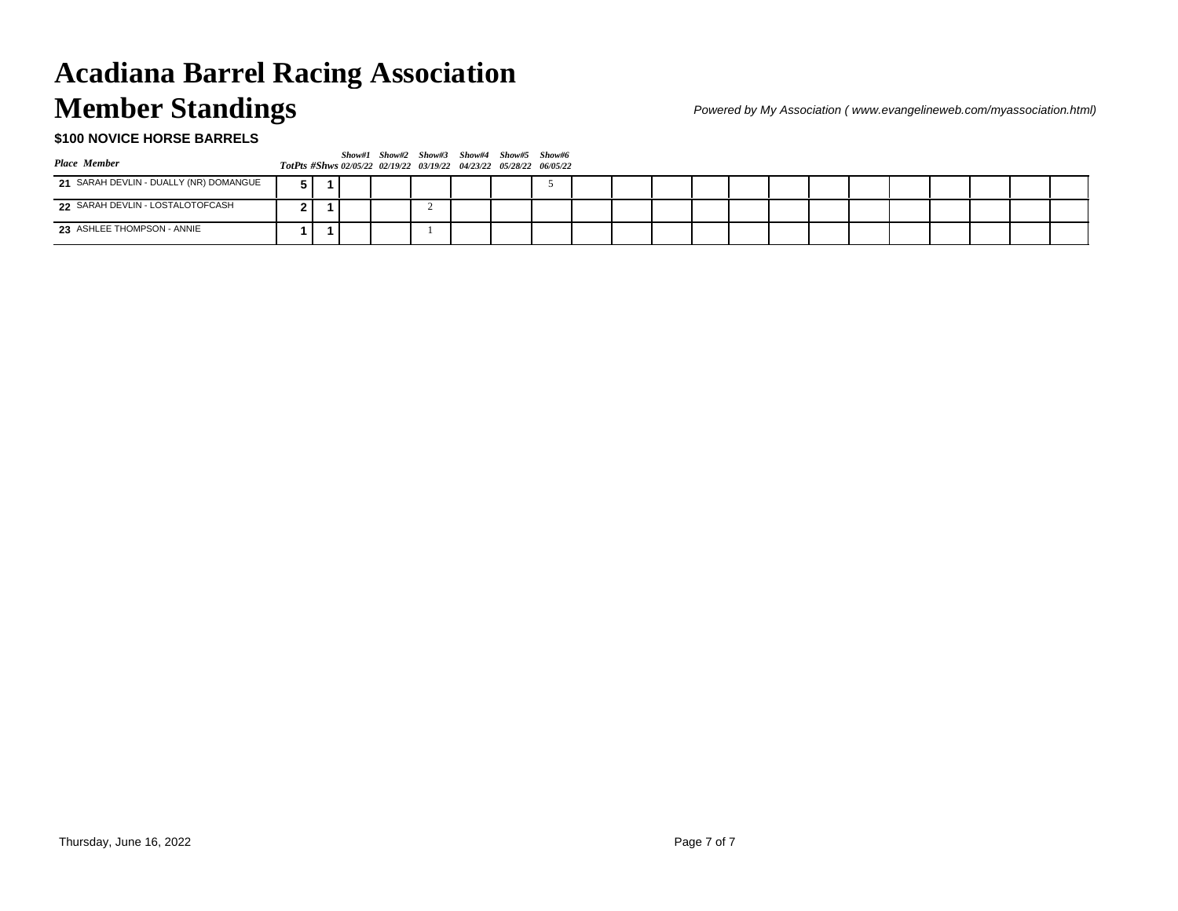# Acadiana Barrel Racing Association

# Member Standings

*Powered by My Association ( www.evangelineweb.com/myassociation.html)*

**$100 NOVICE HORSE BARRELS**

| *Place* | *Member* | *TotPts* | *#Shws* | *Show#1 02/05/22* | *Show#2 02/19/22* | *Show#3 03/19/22* | *Show#4 04/23/22* | *Show#5 05/28/22* | *Show#6 06/05/22* |
|---|---|---|---|---|---|---|---|---|---|
| **21** | SARAH DEVLIN - DUALLY (NR) DOMANGUE | **5** | **1** | | | | | | 5 |
| **22** | SARAH DEVLIN - LOSTALOTOFCASH | **2** | **1** | | | 2 | | | |
| **23** | ASHLEE THOMPSON - ANNIE | **1** | **1** | | | 1 | | | |

Thursday, June 16, 2022